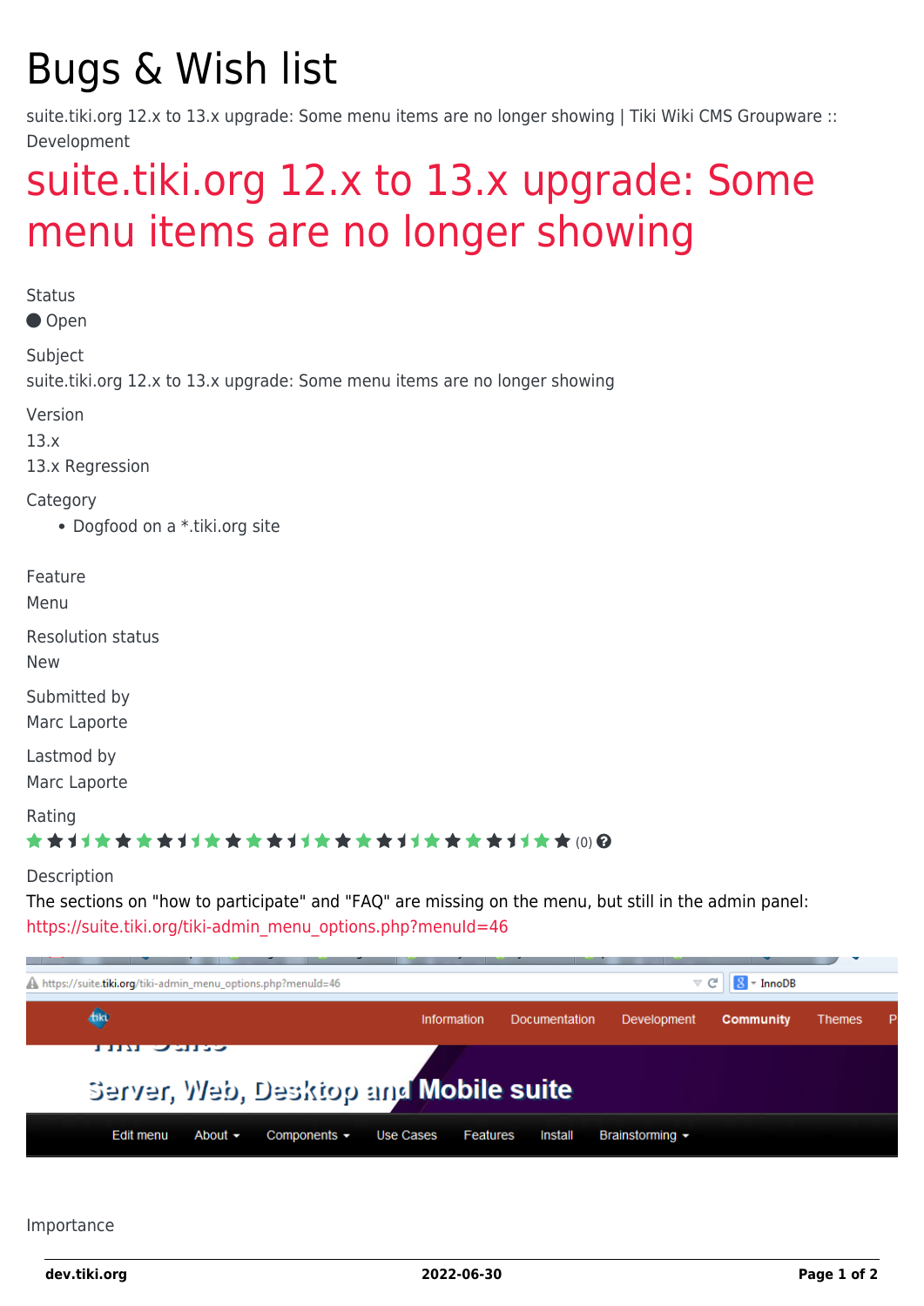# Bugs & Wish list

suite.tiki.org 12.x to 13.x upgrade: Some menu items are no longer showing | Tiki Wiki CMS Groupware :: Development

## suite.tiki.org 12.x to 13.x upgrade: Some menu items are no longer showing

Status

Open

Subject

suite.tiki.org 12.x to 13.x upgrade: Some menu items are no longer showing

Version

13.x

13.x Regression

Category

- Dogfood on a *.tiki.org site

Feature

Menu

Resolution status

New

Submitted by

Marc Laporte

Lastmod by

Marc Laporte

Rating

(0)

Description

The sections on "how to participate" and "FAQ" are missing on the menu, but still in the admin panel: https://suite.tiki.org/tiki-admin_menu_options.php?menuId=46

Importance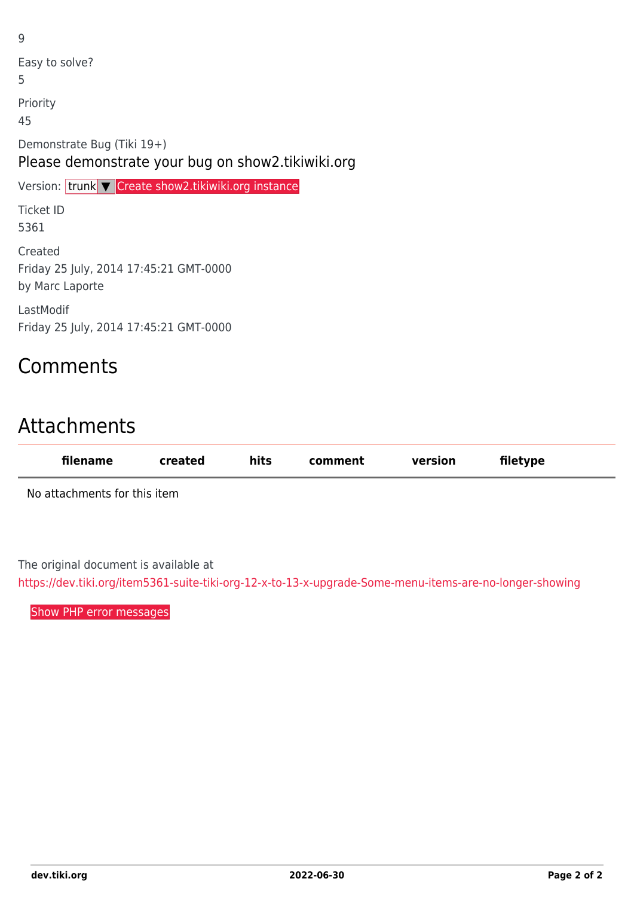9

Easy to solve?

5

Priority

45

Demonstrate Bug (Tiki 19+)

Please demonstrate your bug on show2.tikiwiki.org

Version: trunk ▼ Create show2.tikiwiki.org instance

Ticket ID

5361

Created

Friday 25 July, 2014 17:45:21 GMT-0000

by Marc Laporte

LastModif

Friday 25 July, 2014 17:45:21 GMT-0000

## Comments

## Attachments

| filename | created | hits | comment | version | filetype |
|---|---|---|---|---|---|
| No attachments for this item | | | | | |

The original document is available at

https://dev.tiki.org/item5361-suite-tiki-org-12-x-to-13-x-upgrade-Some-menu-items-are-no-longer-showing

Show PHP error messages